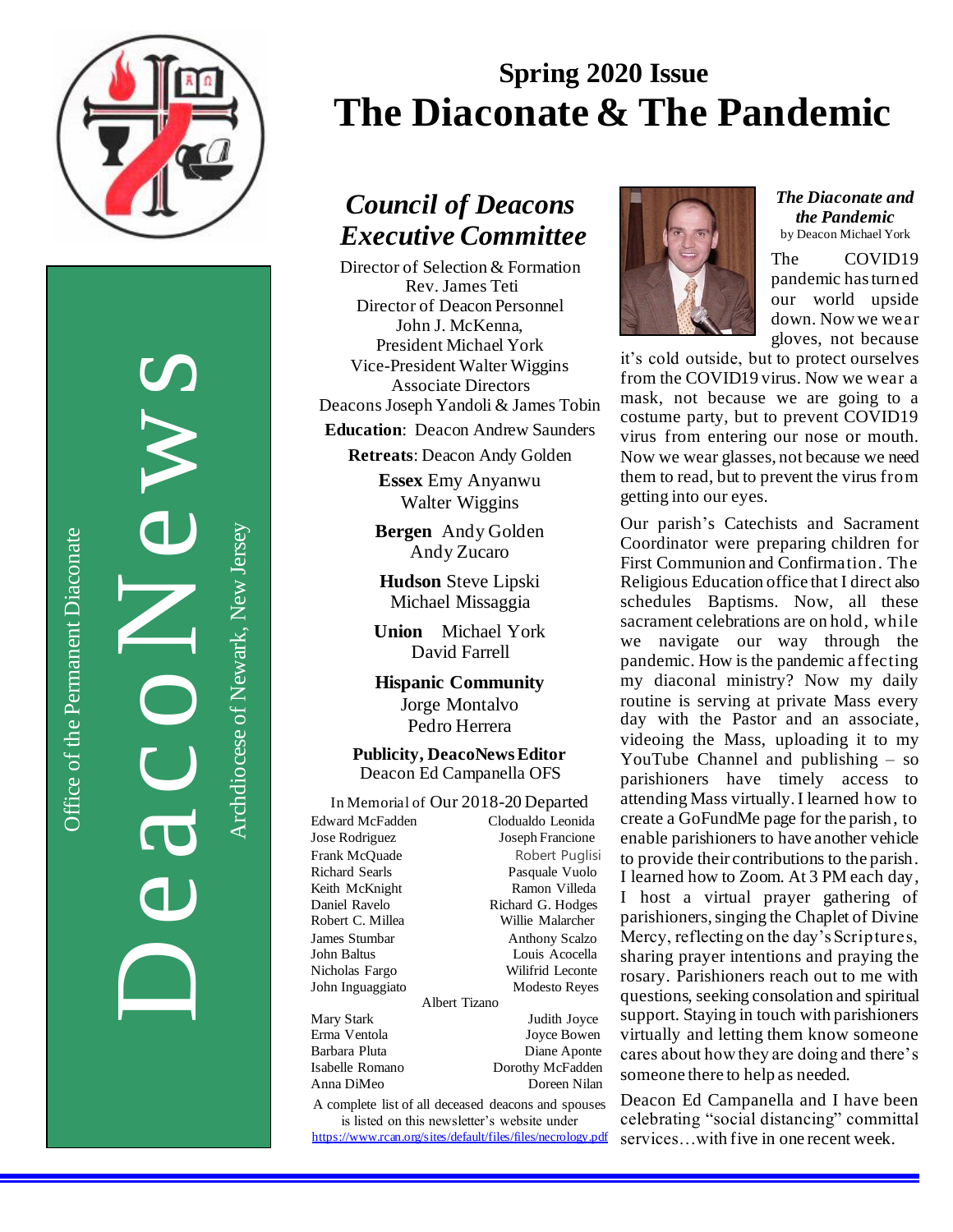# Spring 2020 Issue

# The Diaconate & The Pandemic

DeacoNews

Office of the Permanent Diaconate

Archdiocese of Newark, New Jersey

## *Council of Deacons Executive Committee*

Director of Selection & Formation
Rev. James Teti
Director of Deacon Personnel
John J. McKenna,
President Michael York
Vice-President Walter Wiggins
Associate Directors
Deacons Joseph Yandoli & James Tobin

**Education**: Deacon Andrew Saunders

**Retreats**: Deacon Andy Golden

**Essex** Emy Anyanwu
Walter Wiggins

**Bergen** Andy Golden
Andy Zucaro

**Hudson** Steve Lipski
Michael Missaggia

**Union** Michael York
David Farrell

**Hispanic Community**
Jorge Montalvo
Pedro Herrera

**Publicity, DeacoNews Editor**
Deacon Ed Campanella OFS

In Memorial of Our 2018-20 Departed

| | |
|---|---|
| Edward McFadden | Clodualdo Leonida |
| Jose Rodriguez | Joseph Francione |
| Frank McQuade | Robert Puglisi |
| Richard Searls | Pasquale Vuolo |
| Keith McKnight | Ramon Villeda |
| Daniel Ravelo | Richard G. Hodges |
| Robert C. Millea | Willie Malarcher |
| James Stumbar | Anthony Scalzo |
| John Baltus | Louis Acocella |
| Nicholas Fargo | Wilifrid Leconte |
| John Inguaggiato | Modesto Reyes |

Albert Tizano

| | |
|---|---|
| Mary Stark | Judith Joyce |
| Erma Ventola | Joyce Bowen |
| Barbara Pluta | Diane Aponte |
| Isabelle Romano | Dorothy McFadden |
| Anna DiMeo | Doreen Nilan |

A complete list of all deceased deacons and spouses is listed on this newsletter's website under https://www.rcan.org/sites/default/files/files/necrology.pdf

### *The Diaconate and the Pandemic*

by Deacon Michael York

The COVID19 pandemic has turned our world upside down. Now we wear gloves, not because it's cold outside, but to protect ourselves from the COVID19 virus. Now we wear a mask, not because we are going to a costume party, but to prevent COVID19 virus from entering our nose or mouth. Now we wear glasses, not because we need them to read, but to prevent the virus from getting into our eyes.

Our parish's Catechists and Sacrament Coordinator were preparing children for First Communion and Confirmation. The Religious Education office that I direct also schedules Baptisms. Now, all these sacrament celebrations are on hold, while we navigate our way through the pandemic. How is the pandemic affecting my diaconal ministry? Now my daily routine is serving at private Mass every day with the Pastor and an associate, videoing the Mass, uploading it to my YouTube Channel and publishing – so parishioners have timely access to attending Mass virtually. I learned how to create a GoFundMe page for the parish, to enable parishioners to have another vehicle to provide their contributions to the parish. I learned how to Zoom. At 3 PM each day, I host a virtual prayer gathering of parishioners, singing the Chaplet of Divine Mercy, reflecting on the day's Scriptures, sharing prayer intentions and praying the rosary. Parishioners reach out to me with questions, seeking consolation and spiritual support. Staying in touch with parishioners virtually and letting them know someone cares about how they are doing and there's someone there to help as needed.

Deacon Ed Campanella and I have been celebrating "social distancing" committal services…with five in one recent week.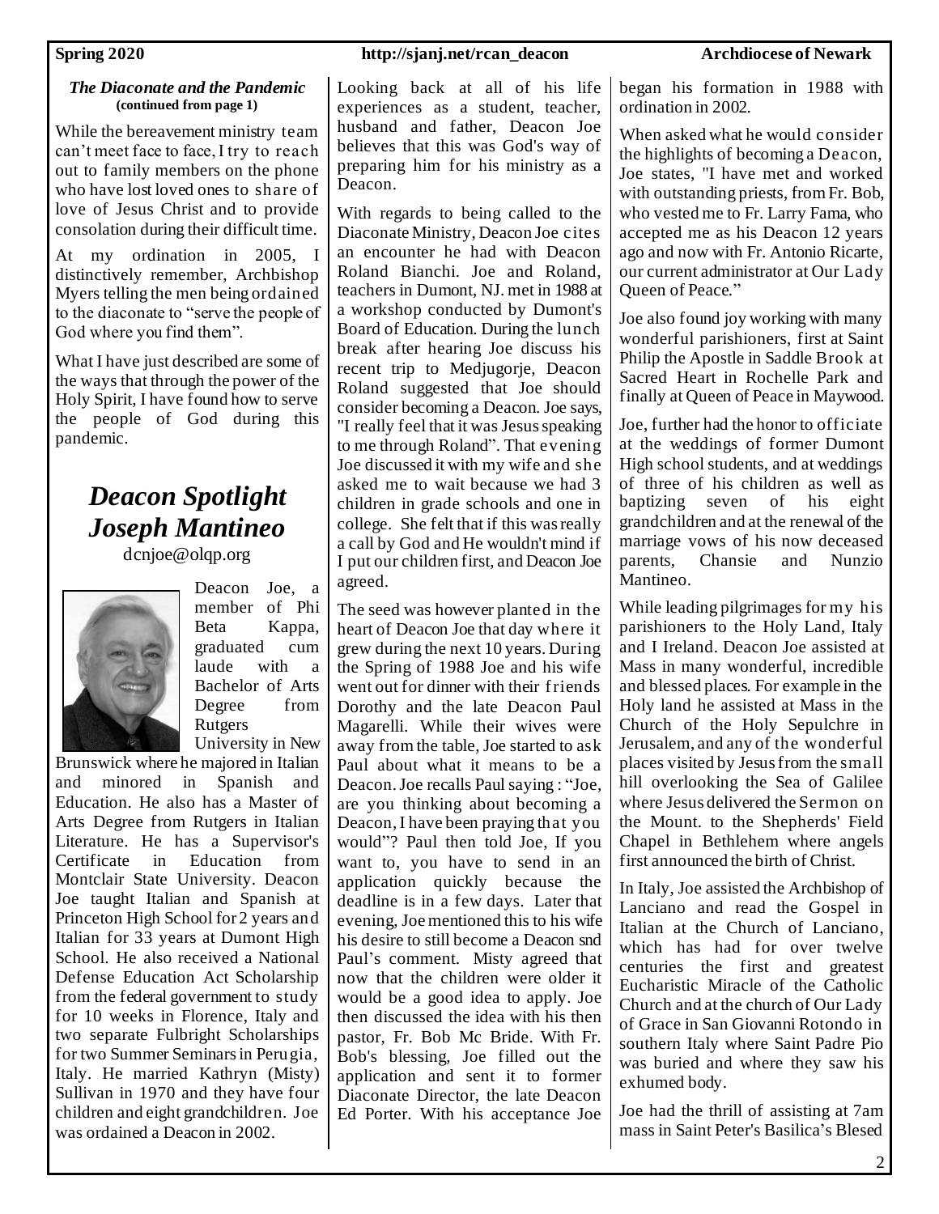*The Diaconate and the Pandemic*
**(continued from page 1)**

While the bereavement ministry team can't meet face to face, I try to reach out to family members on the phone who have lost loved ones to share of love of Jesus Christ and to provide consolation during their difficult time.

At my ordination in 2005, I distinctively remember, Archbishop Myers telling the men being ordained to the diaconate to "serve the people of God where you find them".

What I have just described are some of the ways that through the power of the Holy Spirit, I have found how to serve the people of God during this pandemic.

## *Deacon Spotlight*
## *Joseph Mantineo*

dcnjoe@olqp.org

Deacon Joe, a member of Phi Beta Kappa, graduated cum laude with a Bachelor of Arts Degree from Rutgers University in New Brunswick where he majored in Italian and minored in Spanish and Education. He also has a Master of Arts Degree from Rutgers in Italian Literature. He has a Supervisor's Certificate in Education from Montclair State University. Deacon Joe taught Italian and Spanish at Princeton High School for 2 years and Italian for 33 years at Dumont High School. He also received a National Defense Education Act Scholarship from the federal government to study for 10 weeks in Florence, Italy and two separate Fulbright Scholarships for two Summer Seminars in Perugia, Italy. He married Kathryn (Misty) Sullivan in 1970 and they have four children and eight grandchildren. Joe was ordained a Deacon in 2002.

Looking back at all of his life experiences as a student, teacher, husband and father, Deacon Joe believes that this was God's way of preparing him for his ministry as a Deacon.

With regards to being called to the Diaconate Ministry, Deacon Joe cites an encounter he had with Deacon Roland Bianchi. Joe and Roland, teachers in Dumont, NJ. met in 1988 at a workshop conducted by Dumont's Board of Education. During the lunch break after hearing Joe discuss his recent trip to Medjugorje, Deacon Roland suggested that Joe should consider becoming a Deacon. Joe says, "I really feel that it was Jesus speaking to me through Roland". That evening Joe discussed it with my wife and she asked me to wait because we had 3 children in grade schools and one in college. She felt that if this was really a call by God and He wouldn't mind if I put our children first, and Deacon Joe agreed.

The seed was however planted in the heart of Deacon Joe that day where it grew during the next 10 years. During the Spring of 1988 Joe and his wife went out for dinner with their friends Dorothy and the late Deacon Paul Magarelli. While their wives were away from the table, Joe started to ask Paul about what it means to be a Deacon. Joe recalls Paul saying : "Joe, are you thinking about becoming a Deacon, I have been praying that you would"? Paul then told Joe, If you want to, you have to send in an application quickly because the deadline is in a few days. Later that evening, Joe mentioned this to his wife his desire to still become a Deacon snd Paul's comment. Misty agreed that now that the children were older it would be a good idea to apply. Joe then discussed the idea with his then pastor, Fr. Bob Mc Bride. With Fr. Bob's blessing, Joe filled out the application and sent it to former Diaconate Director, the late Deacon Ed Porter. With his acceptance Joe began his formation in 1988 with ordination in 2002.

When asked what he would consider the highlights of becoming a Deacon, Joe states, "I have met and worked with outstanding priests, from Fr. Bob, who vested me to Fr. Larry Fama, who accepted me as his Deacon 12 years ago and now with Fr. Antonio Ricarte, our current administrator at Our Lady Queen of Peace."

Joe also found joy working with many wonderful parishioners, first at Saint Philip the Apostle in Saddle Brook at Sacred Heart in Rochelle Park and finally at Queen of Peace in Maywood.

Joe, further had the honor to officiate at the weddings of former Dumont High school students, and at weddings of three of his children as well as baptizing seven of his eight grandchildren and at the renewal of the marriage vows of his now deceased parents, Chansie and Nunzio Mantineo.

While leading pilgrimages for my his parishioners to the Holy Land, Italy and I Ireland. Deacon Joe assisted at Mass in many wonderful, incredible and blessed places. For example in the Holy land he assisted at Mass in the Church of the Holy Sepulchre in Jerusalem, and any of the wonderful places visited by Jesus from the small hill overlooking the Sea of Galilee where Jesus delivered the Sermon on the Mount. to the Shepherds' Field Chapel in Bethlehem where angels first announced the birth of Christ.

In Italy, Joe assisted the Archbishop of Lanciano and read the Gospel in Italian at the Church of Lanciano, which has had for over twelve centuries the first and greatest Eucharistic Miracle of the Catholic Church and at the church of Our Lady of Grace in San Giovanni Rotondo in southern Italy where Saint Padre Pio was buried and where they saw his exhumed body.

Joe had the thrill of assisting at 7am mass in Saint Peter's Basilica's Blesed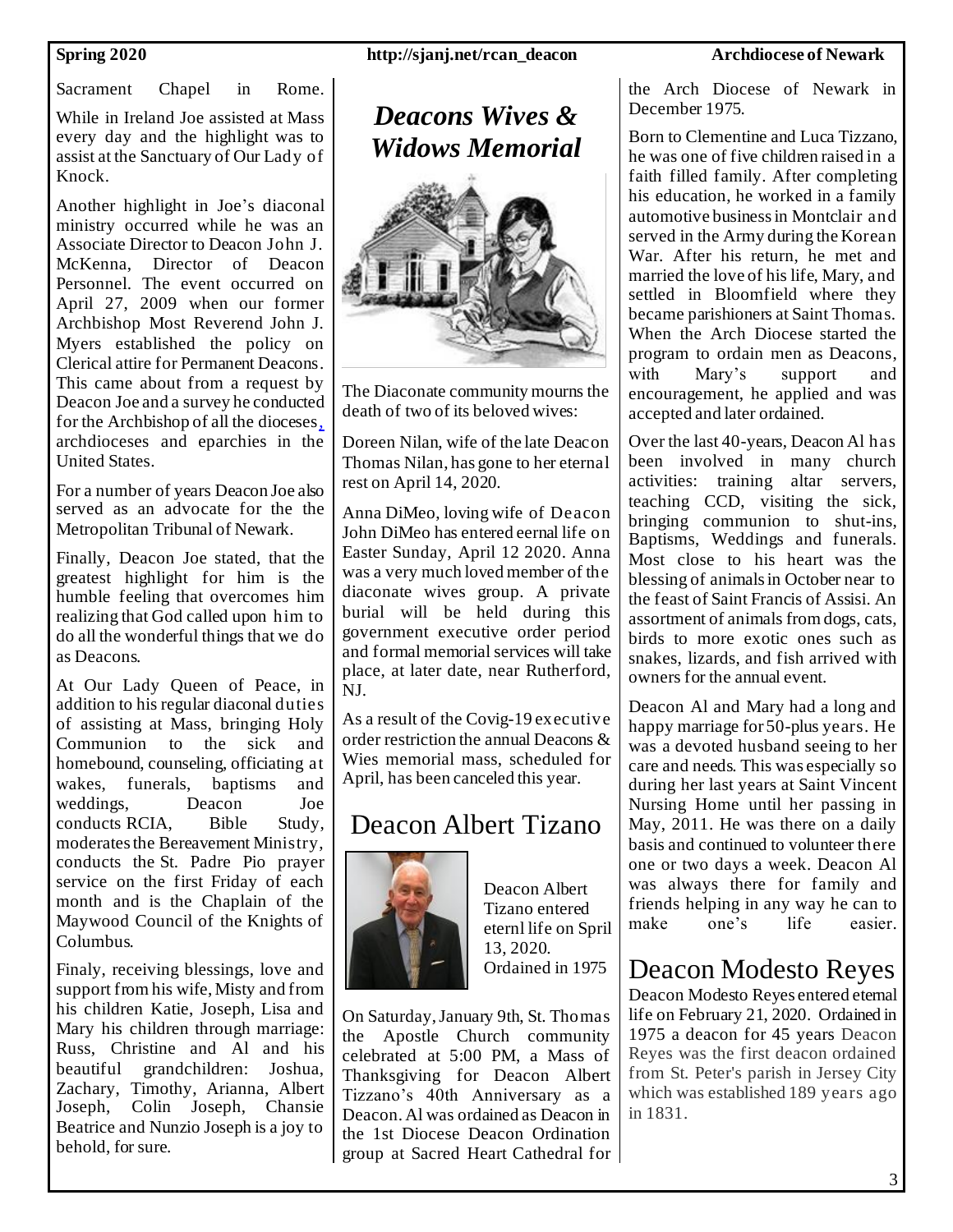Sacrament Chapel in Rome.

While in Ireland Joe assisted at Mass every day and the highlight was to assist at the Sanctuary of Our Lady of Knock.

Another highlight in Joe's diaconal ministry occurred while he was an Associate Director to Deacon John J. McKenna, Director of Deacon Personnel. The event occurred on April 27, 2009 when our former Archbishop Most Reverend John J. Myers established the policy on Clerical attire for Permanent Deacons. This came about from a request by Deacon Joe and a survey he conducted for the Archbishop of all the dioceses, archdioceses and eparchies in the United States.

For a number of years Deacon Joe also served as an advocate for the the Metropolitan Tribunal of Newark.

Finally, Deacon Joe stated, that the greatest highlight for him is the humble feeling that overcomes him realizing that God called upon him to do all the wonderful things that we do as Deacons.

At Our Lady Queen of Peace, in addition to his regular diaconal duties of assisting at Mass, bringing Holy Communion to the sick and homebound, counseling, officiating at wakes, funerals, baptisms and weddings, Deacon Joe conducts RCIA, Bible Study, moderates the Bereavement Ministry, conducts the St. Padre Pio prayer service on the first Friday of each month and is the Chaplain of the Maywood Council of the Knights of Columbus.

Finaly, receiving blessings, love and support from his wife, Misty and from his children Katie, Joseph, Lisa and Mary his children through marriage: Russ, Christine and Al and his beautiful grandchildren: Joshua, Zachary, Timothy, Arianna, Albert Joseph, Colin Joseph, Chansie Beatrice and Nunzio Joseph is a joy to behold, for sure.

## *Deacons Wives & Widows Memorial*

The Diaconate community mourns the death of two of its beloved wives:

Doreen Nilan, wife of the late Deacon Thomas Nilan, has gone to her eternal rest on April 14, 2020.

Anna DiMeo, loving wife of Deacon John DiMeo has entered eernal life on Easter Sunday, April 12 2020. Anna was a very much loved member of the diaconate wives group. A private burial will be held during this government executive order period and formal memorial services will take place, at later date, near Rutherford, NJ.

As a result of the Covig-19 executive order restriction the annual Deacons & Wies memorial mass, scheduled for April, has been canceled this year.

## Deacon Albert Tizano

Deacon Albert Tizano entered eternl life on Spril 13, 2020. Ordained in 1975

On Saturday, January 9th, St. Thomas the Apostle Church community celebrated at 5:00 PM, a Mass of Thanksgiving for Deacon Albert Tizzano's 40th Anniversary as a Deacon. Al was ordained as Deacon in the 1st Diocese Deacon Ordination group at Sacred Heart Cathedral for the Arch Diocese of Newark in December 1975.

Born to Clementine and Luca Tizzano, he was one of five children raised in a faith filled family. After completing his education, he worked in a family automotive business in Montclair and served in the Army during the Korean War. After his return, he met and married the love of his life, Mary, and settled in Bloomfield where they became parishioners at Saint Thomas. When the Arch Diocese started the program to ordain men as Deacons, with Mary's support and encouragement, he applied and was accepted and later ordained.

Over the last 40-years, Deacon Al has been involved in many church activities: training altar servers, teaching CCD, visiting the sick, bringing communion to shut-ins, Baptisms, Weddings and funerals. Most close to his heart was the blessing of animals in October near to the feast of Saint Francis of Assisi. An assortment of animals from dogs, cats, birds to more exotic ones such as snakes, lizards, and fish arrived with owners for the annual event.

Deacon Al and Mary had a long and happy marriage for 50-plus years. He was a devoted husband seeing to her care and needs. This was especially so during her last years at Saint Vincent Nursing Home until her passing in May, 2011. He was there on a daily basis and continued to volunteer there one or two days a week. Deacon Al was always there for family and friends helping in any way he can to make one's life easier.

## Deacon Modesto Reyes

Deacon Modesto Reyes entered eternal life on February 21, 2020. Ordained in 1975 a deacon for 45 years Deacon Reyes was the first deacon ordained from St. Peter's parish in Jersey City which was established 189 years ago in 1831.